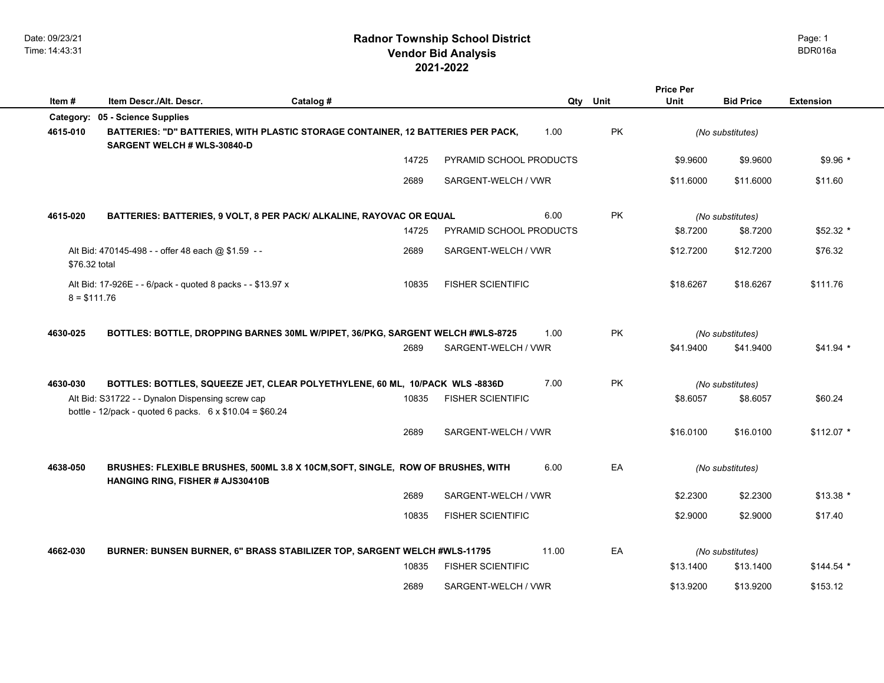# Radnor Township School District
## Vendor Bid Analysis
## 2021-2022

Date: 09/23/21
Time: 14:43:31

BDR016a

| Item # | Item Descr./Alt. Descr. | Catalog # | Vendor | Qty | Unit | Price Per Unit | Bid Price | Extension |
|---|---|---|---|---|---|---|---|---|
| **Category:** | **05 - Science Supplies** | | | | | | | |
| **4615-010** | **BATTERIES: "D" BATTERIES, WITH PLASTIC STORAGE CONTAINER, 12 BATTERIES PER PACK, SARGENT WELCH # WLS-30840-D** | | | 1.00 | PK | *(No substitutes)* | | |
| | | 14725 | PYRAMID SCHOOL PRODUCTS | | | $9.9600 | $9.9600 | $9.96 * |
| | | 2689 | SARGENT-WELCH / VWR | | | $11.6000 | $11.6000 | $11.60 |
| **4615-020** | **BATTERIES: BATTERIES, 9 VOLT, 8 PER PACK/ ALKALINE, RAYOVAC OR EQUAL** | | | 6.00 | PK | *(No substitutes)* | | |
| | | 14725 | PYRAMID SCHOOL PRODUCTS | | | $8.7200 | $8.7200 | $52.32 * |
| | Alt Bid: 470145-498 - - offer 48 each @ $1.59 - - $76.32 total | 2689 | SARGENT-WELCH / VWR | | | $12.7200 | $12.7200 | $76.32 |
| | Alt Bid: 17-926E - - 6/pack - quoted 8 packs - - $13.97 x 8 = $111.76 | 10835 | FISHER SCIENTIFIC | | | $18.6267 | $18.6267 | $111.76 |
| **4630-025** | **BOTTLES: BOTTLE, DROPPING BARNES 30ML W/PIPET, 36/PKG, SARGENT WELCH #WLS-8725** | | | 1.00 | PK | *(No substitutes)* | | |
| | | 2689 | SARGENT-WELCH / VWR | | | $41.9400 | $41.9400 | $41.94 * |
| **4630-030** | **BOTTLES: BOTTLES, SQUEEZE JET, CLEAR POLYETHYLENE, 60 ML, 10/PACK WLS -8836D** | | | 7.00 | PK | *(No substitutes)* | | |
| | Alt Bid: S31722 - - Dynalon Dispensing screw cap bottle - 12/pack - quoted 6 packs. 6 x $10.04 = $60.24 | 10835 | FISHER SCIENTIFIC | | | $8.6057 | $8.6057 | $60.24 |
| | | 2689 | SARGENT-WELCH / VWR | | | $16.0100 | $16.0100 | $112.07 * |
| **4638-050** | **BRUSHES: FLEXIBLE BRUSHES, 500ML 3.8 X 10CM,SOFT, SINGLE, ROW OF BRUSHES, WITH HANGING RING, FISHER # AJS30410B** | | | 6.00 | EA | *(No substitutes)* | | |
| | | 2689 | SARGENT-WELCH / VWR | | | $2.2300 | $2.2300 | $13.38 * |
| | | 10835 | FISHER SCIENTIFIC | | | $2.9000 | $2.9000 | $17.40 |
| **4662-030** | **BURNER: BUNSEN BURNER, 6" BRASS STABILIZER TOP, SARGENT WELCH #WLS-11795** | | | 11.00 | EA | *(No substitutes)* | | |
| | | 10835 | FISHER SCIENTIFIC | | | $13.1400 | $13.1400 | $144.54 * |
| | | 2689 | SARGENT-WELCH / VWR | | | $13.9200 | $13.9200 | $153.12 |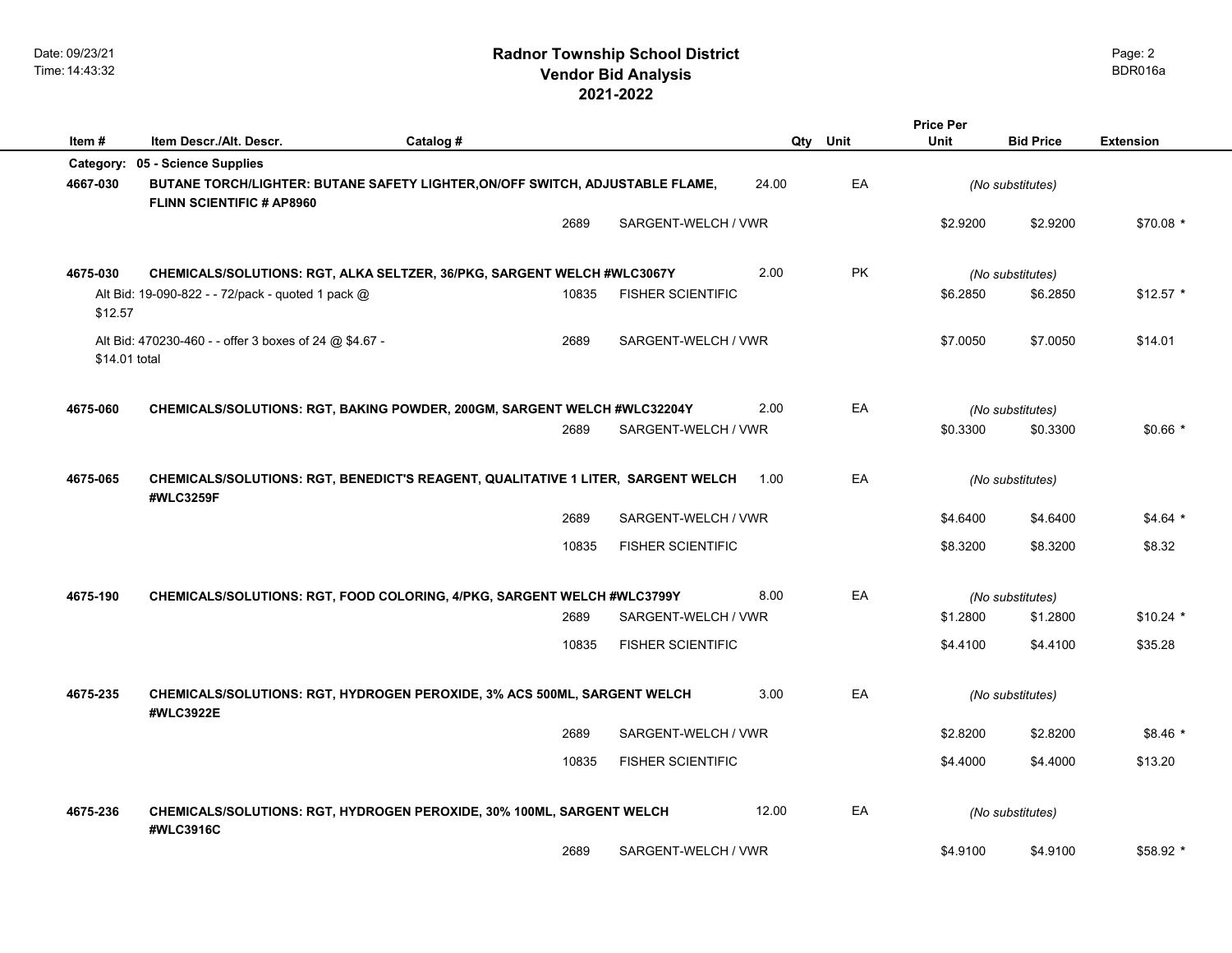# Radnor Township School District
## Vendor Bid Analysis
## 2021-2022

| Item # | Item Descr./Alt. Descr. | Catalog # | | Qty | Unit | Price Per Unit | Bid Price | Extension |
|---|---|---|---|---|---|---|---|---|
| **Category:** | **05 - Science Supplies** | | | | | | | |
| **4667-030** | **BUTANE TORCH/LIGHTER: BUTANE SAFETY LIGHTER,ON/OFF SWITCH, ADJUSTABLE FLAME, FLINN SCIENTIFIC # AP8960** | | | 24.00 | EA | *(No substitutes)* | | |
| | | 2689 | SARGENT-WELCH / VWR | | | $2.9200 | $2.9200 | $70.08 * |
| **4675-030** | **CHEMICALS/SOLUTIONS: RGT, ALKA SELTZER, 36/PKG, SARGENT WELCH #WLC3067Y** | | | 2.00 | PK | *(No substitutes)* | | |
| | Alt Bid: 19-090-822 - - 72/pack - quoted 1 pack @ $12.57 | 10835 | FISHER SCIENTIFIC | | | $6.2850 | $6.2850 | $12.57 * |
| | Alt Bid: 470230-460 - - offer 3 boxes of 24 @ $4.67 - $14.01 total | 2689 | SARGENT-WELCH / VWR | | | $7.0050 | $7.0050 | $14.01 |
| **4675-060** | **CHEMICALS/SOLUTIONS: RGT, BAKING POWDER, 200GM, SARGENT WELCH #WLC32204Y** | | | 2.00 | EA | *(No substitutes)* | | |
| | | 2689 | SARGENT-WELCH / VWR | | | $0.3300 | $0.3300 | $0.66 * |
| **4675-065** | **CHEMICALS/SOLUTIONS: RGT, BENEDICT'S REAGENT, QUALITATIVE 1 LITER, SARGENT WELCH #WLC3259F** | | | 1.00 | EA | *(No substitutes)* | | |
| | | 2689 | SARGENT-WELCH / VWR | | | $4.6400 | $4.6400 | $4.64 * |
| | | 10835 | FISHER SCIENTIFIC | | | $8.3200 | $8.3200 | $8.32 |
| **4675-190** | **CHEMICALS/SOLUTIONS: RGT, FOOD COLORING, 4/PKG, SARGENT WELCH #WLC3799Y** | | | 8.00 | EA | *(No substitutes)* | | |
| | | 2689 | SARGENT-WELCH / VWR | | | $1.2800 | $1.2800 | $10.24 * |
| | | 10835 | FISHER SCIENTIFIC | | | $4.4100 | $4.4100 | $35.28 |
| **4675-235** | **CHEMICALS/SOLUTIONS: RGT, HYDROGEN PEROXIDE, 3% ACS 500ML, SARGENT WELCH #WLC3922E** | | | 3.00 | EA | *(No substitutes)* | | |
| | | 2689 | SARGENT-WELCH / VWR | | | $2.8200 | $2.8200 | $8.46 * |
| | | 10835 | FISHER SCIENTIFIC | | | $4.4000 | $4.4000 | $13.20 |
| **4675-236** | **CHEMICALS/SOLUTIONS: RGT, HYDROGEN PEROXIDE, 30% 100ML, SARGENT WELCH #WLC3916C** | | | 12.00 | EA | *(No substitutes)* | | |
| | | 2689 | SARGENT-WELCH / VWR | | | $4.9100 | $4.9100 | $58.92 * |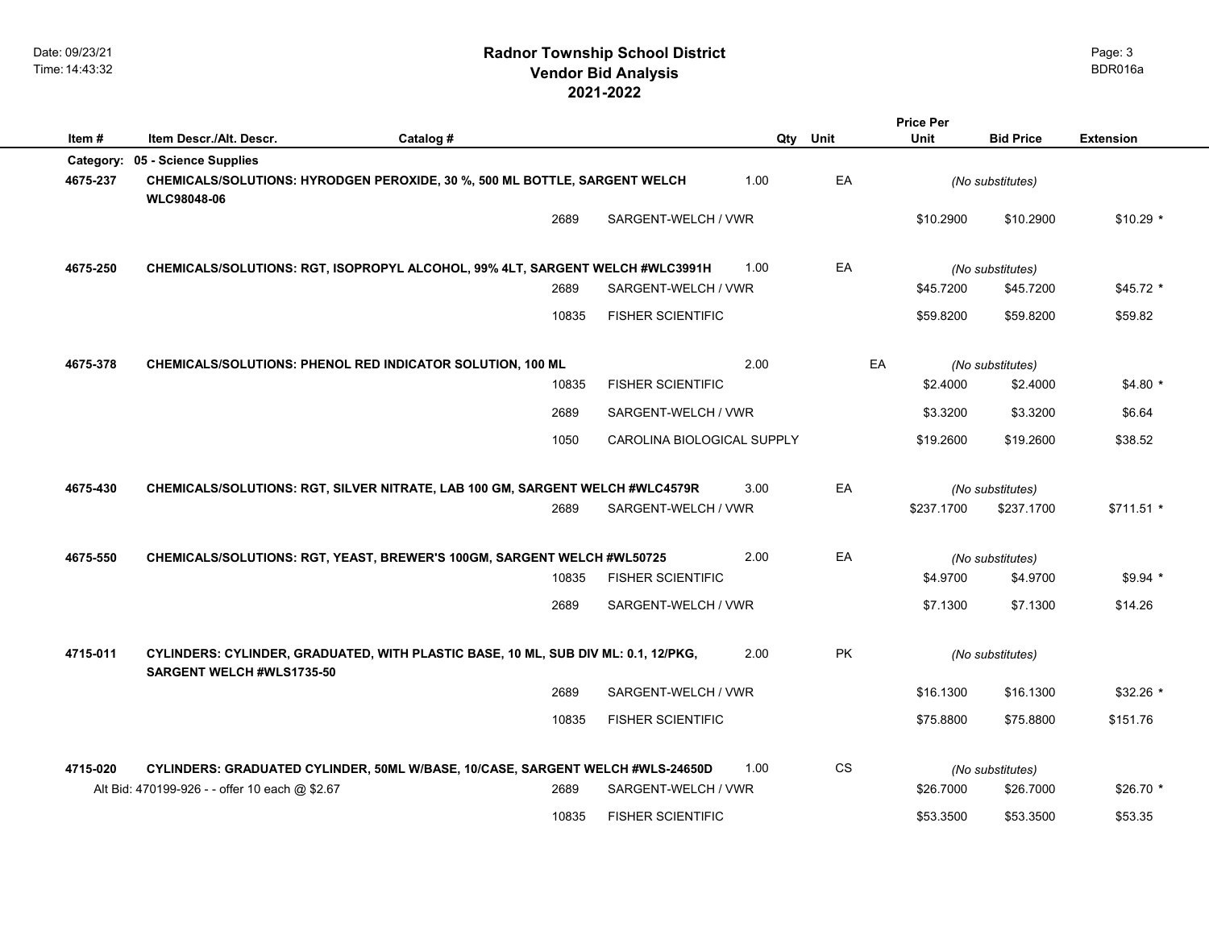# Radnor Township School District
## Vendor Bid Analysis
## 2021-2022

| Item # | Item Descr./Alt. Descr. | Catalog # | | Qty | Unit | Price Per Unit | Bid Price | Extension |
|---|---|---|---|---|---|---|---|---|
| **Category:** | **05 - Science Supplies** | | | | | | | |
| **4675-237** | **CHEMICALS/SOLUTIONS: HYRODGEN PEROXIDE, 30 %, 500 ML BOTTLE, SARGENT WELCH WLC98048-06** | | | **1.00** | **EA** | | *(No substitutes)* | |
| | | 2689 | SARGENT-WELCH / VWR | | | $10.2900 | $10.2900 | $10.29 * |
| **4675-250** | **CHEMICALS/SOLUTIONS: RGT, ISOPROPYL ALCOHOL, 99% 4LT, SARGENT WELCH #WLC3991H** | | | **1.00** | **EA** | | *(No substitutes)* | |
| | | 2689 | SARGENT-WELCH / VWR | | | $45.7200 | $45.7200 | $45.72 * |
| | | 10835 | FISHER SCIENTIFIC | | | $59.8200 | $59.8200 | $59.82 |
| **4675-378** | **CHEMICALS/SOLUTIONS: PHENOL RED INDICATOR SOLUTION, 100 ML** | | | **2.00** | **EA** | | *(No substitutes)* | |
| | | 10835 | FISHER SCIENTIFIC | | | $2.4000 | $2.4000 | $4.80 * |
| | | 2689 | SARGENT-WELCH / VWR | | | $3.3200 | $3.3200 | $6.64 |
| | | 1050 | CAROLINA BIOLOGICAL SUPPLY | | | $19.2600 | $19.2600 | $38.52 |
| **4675-430** | **CHEMICALS/SOLUTIONS: RGT, SILVER NITRATE, LAB 100 GM, SARGENT WELCH #WLC4579R** | | | **3.00** | **EA** | | *(No substitutes)* | |
| | | 2689 | SARGENT-WELCH / VWR | | | $237.1700 | $237.1700 | $711.51 * |
| **4675-550** | **CHEMICALS/SOLUTIONS: RGT, YEAST, BREWER'S 100GM, SARGENT WELCH #WL50725** | | | **2.00** | **EA** | | *(No substitutes)* | |
| | | 10835 | FISHER SCIENTIFIC | | | $4.9700 | $4.9700 | $9.94 * |
| | | 2689 | SARGENT-WELCH / VWR | | | $7.1300 | $7.1300 | $14.26 |
| **4715-011** | **CYLINDERS: CYLINDER, GRADUATED, WITH PLASTIC BASE, 10 ML, SUB DIV ML: 0.1, 12/PKG, SARGENT WELCH #WLS1735-50** | | | **2.00** | **PK** | | *(No substitutes)* | |
| | | 2689 | SARGENT-WELCH / VWR | | | $16.1300 | $16.1300 | $32.26 * |
| | | 10835 | FISHER SCIENTIFIC | | | $75.8800 | $75.8800 | $151.76 |
| **4715-020** | **CYLINDERS: GRADUATED CYLINDER, 50ML W/BASE, 10/CASE, SARGENT WELCH #WLS-24650D** | | | **1.00** | **CS** | | *(No substitutes)* | |
| | Alt Bid: 470199-926 - - offer 10 each @ $2.67 | 2689 | SARGENT-WELCH / VWR | | | $26.7000 | $26.7000 | $26.70 * |
| | | 10835 | FISHER SCIENTIFIC | | | $53.3500 | $53.3500 | $53.35 |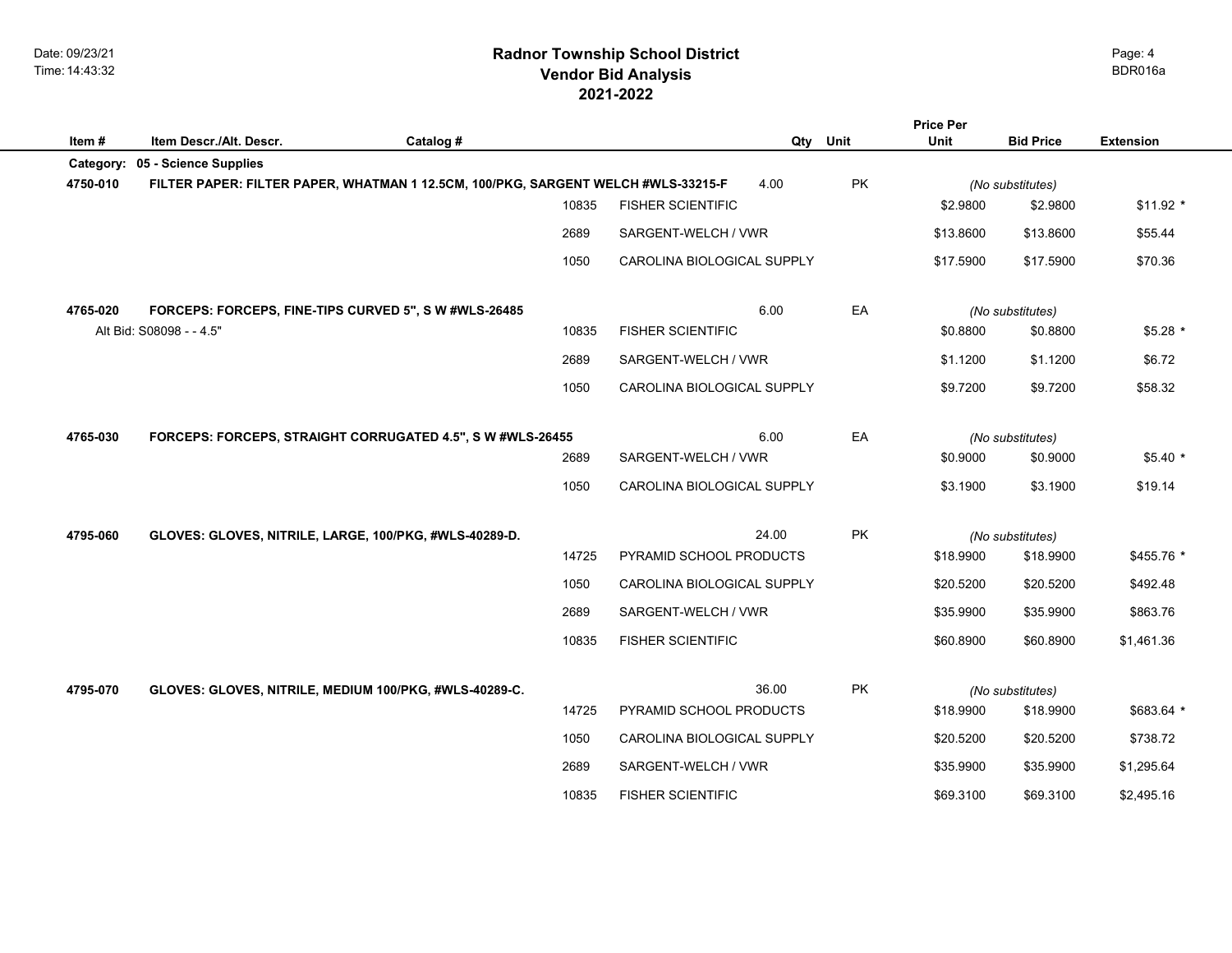# Radnor Township School District
## Vendor Bid Analysis
## 2021-2022

| Item # | Item Descr./Alt. Descr. | Catalog # | Vendor | Qty | Unit | Price Per Unit | Bid Price | Extension |
|---|---|---|---|---|---|---|---|---|
| **Category:** | **05 - Science Supplies** | | | | | | | |
| **4750-010** | **FILTER PAPER: FILTER PAPER, WHATMAN 1 12.5CM, 100/PKG, SARGENT WELCH #WLS-33215-F** | | | 4.00 | PK | | *(No substitutes)* | |
| | | 10835 | FISHER SCIENTIFIC | | | $2.9800 | $2.9800 | $11.92 * |
| | | 2689 | SARGENT-WELCH / VWR | | | $13.8600 | $13.8600 | $55.44 |
| | | 1050 | CAROLINA BIOLOGICAL SUPPLY | | | $17.5900 | $17.5900 | $70.36 |
| **4765-020** | **FORCEPS: FORCEPS, FINE-TIPS CURVED 5", S W #WLS-26485** | | | 6.00 | EA | | *(No substitutes)* | |
| | Alt Bid: S08098 - - 4.5" | 10835 | FISHER SCIENTIFIC | | | $0.8800 | $0.8800 | $5.28 * |
| | | 2689 | SARGENT-WELCH / VWR | | | $1.1200 | $1.1200 | $6.72 |
| | | 1050 | CAROLINA BIOLOGICAL SUPPLY | | | $9.7200 | $9.7200 | $58.32 |
| **4765-030** | **FORCEPS: FORCEPS, STRAIGHT CORRUGATED 4.5", S W #WLS-26455** | | | 6.00 | EA | | *(No substitutes)* | |
| | | 2689 | SARGENT-WELCH / VWR | | | $0.9000 | $0.9000 | $5.40 * |
| | | 1050 | CAROLINA BIOLOGICAL SUPPLY | | | $3.1900 | $3.1900 | $19.14 |
| **4795-060** | **GLOVES: GLOVES, NITRILE, LARGE, 100/PKG, #WLS-40289-D.** | | | 24.00 | PK | | *(No substitutes)* | |
| | | 14725 | PYRAMID SCHOOL PRODUCTS | | | $18.9900 | $18.9900 | $455.76 * |
| | | 1050 | CAROLINA BIOLOGICAL SUPPLY | | | $20.5200 | $20.5200 | $492.48 |
| | | 2689 | SARGENT-WELCH / VWR | | | $35.9900 | $35.9900 | $863.76 |
| | | 10835 | FISHER SCIENTIFIC | | | $60.8900 | $60.8900 | $1,461.36 |
| **4795-070** | **GLOVES: GLOVES, NITRILE, MEDIUM 100/PKG, #WLS-40289-C.** | | | 36.00 | PK | | *(No substitutes)* | |
| | | 14725 | PYRAMID SCHOOL PRODUCTS | | | $18.9900 | $18.9900 | $683.64 * |
| | | 1050 | CAROLINA BIOLOGICAL SUPPLY | | | $20.5200 | $20.5200 | $738.72 |
| | | 2689 | SARGENT-WELCH / VWR | | | $35.9900 | $35.9900 | $1,295.64 |
| | | 10835 | FISHER SCIENTIFIC | | | $69.3100 | $69.3100 | $2,495.16 |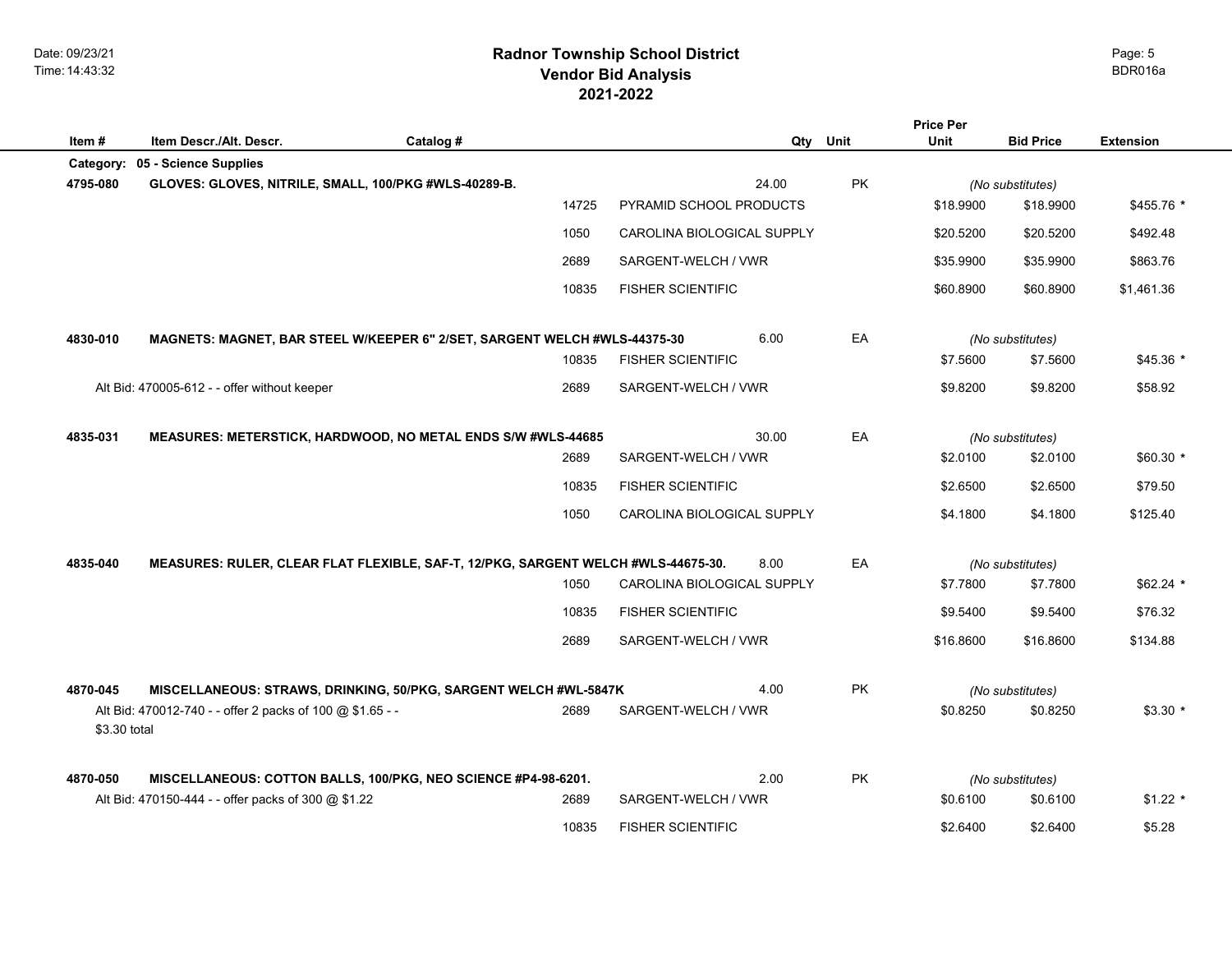# Radnor Township School District
## Vendor Bid Analysis
## 2021-2022

Date: 09/23/21
Time: 14:43:32

BDR016a

| Item # | Item Descr./Alt. Descr. | Catalog # | Vendor | Qty | Unit | Price Per Unit | Bid Price | Extension |
|---|---|---|---|---|---|---|---|---|
| **Category:** | **05 - Science Supplies** | | | | | | | |
| **4795-080** | **GLOVES: GLOVES, NITRILE, SMALL, 100/PKG #WLS-40289-B.** | | | 24.00 | PK | *(No substitutes)* | | |
| | | 14725 | PYRAMID SCHOOL PRODUCTS | | | $18.9900 | $18.9900 | $455.76 * |
| | | 1050 | CAROLINA BIOLOGICAL SUPPLY | | | $20.5200 | $20.5200 | $492.48 |
| | | 2689 | SARGENT-WELCH / VWR | | | $35.9900 | $35.9900 | $863.76 |
| | | 10835 | FISHER SCIENTIFIC | | | $60.8900 | $60.8900 | $1,461.36 |
| **4830-010** | **MAGNETS: MAGNET, BAR STEEL W/KEEPER 6" 2/SET, SARGENT WELCH #WLS-44375-30** | | | 6.00 | EA | *(No substitutes)* | | |
| | | 10835 | FISHER SCIENTIFIC | | | $7.5600 | $7.5600 | $45.36 * |
| | Alt Bid: 470005-612 - - offer without keeper | 2689 | SARGENT-WELCH / VWR | | | $9.8200 | $9.8200 | $58.92 |
| **4835-031** | **MEASURES: METERSTICK, HARDWOOD, NO METAL ENDS S/W #WLS-44685** | | | 30.00 | EA | *(No substitutes)* | | |
| | | 2689 | SARGENT-WELCH / VWR | | | $2.0100 | $2.0100 | $60.30 * |
| | | 10835 | FISHER SCIENTIFIC | | | $2.6500 | $2.6500 | $79.50 |
| | | 1050 | CAROLINA BIOLOGICAL SUPPLY | | | $4.1800 | $4.1800 | $125.40 |
| **4835-040** | **MEASURES: RULER, CLEAR FLAT FLEXIBLE, SAF-T, 12/PKG, SARGENT WELCH #WLS-44675-30.** | | | 8.00 | EA | *(No substitutes)* | | |
| | | 1050 | CAROLINA BIOLOGICAL SUPPLY | | | $7.7800 | $7.7800 | $62.24 * |
| | | 10835 | FISHER SCIENTIFIC | | | $9.5400 | $9.5400 | $76.32 |
| | | 2689 | SARGENT-WELCH / VWR | | | $16.8600 | $16.8600 | $134.88 |
| **4870-045** | **MISCELLANEOUS: STRAWS, DRINKING, 50/PKG, SARGENT WELCH #WL-5847K** | | | 4.00 | PK | *(No substitutes)* | | |
| | Alt Bid: 470012-740 - - offer 2 packs of 100 @ $1.65 - - $3.30 total | 2689 | SARGENT-WELCH / VWR | | | $0.8250 | $0.8250 | $3.30 * |
| **4870-050** | **MISCELLANEOUS: COTTON BALLS, 100/PKG, NEO SCIENCE #P4-98-6201.** | | | 2.00 | PK | *(No substitutes)* | | |
| | Alt Bid: 470150-444 - - offer packs of 300 @ $1.22 | 2689 | SARGENT-WELCH / VWR | | | $0.6100 | $0.6100 | $1.22 * |
| | | 10835 | FISHER SCIENTIFIC | | | $2.6400 | $2.6400 | $5.28 |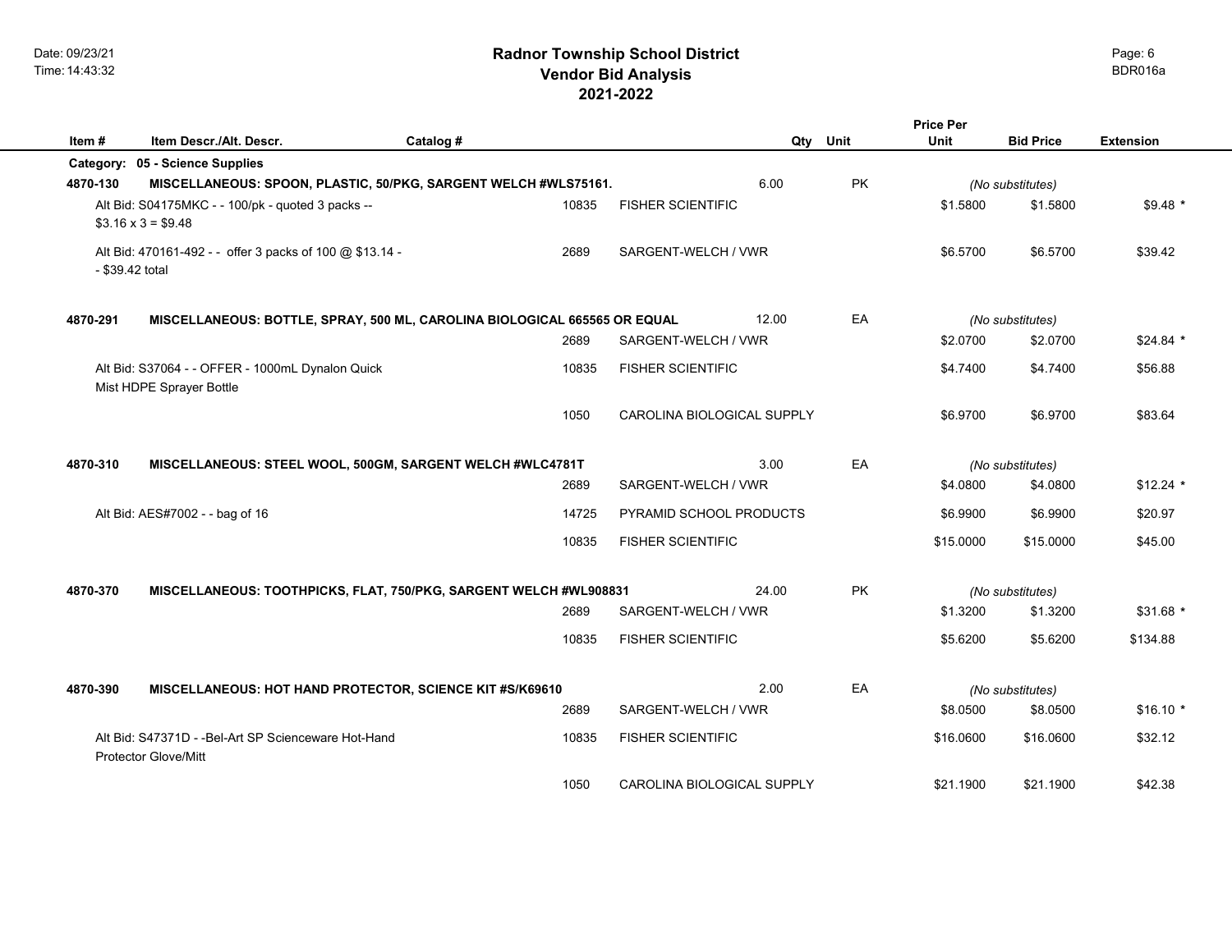# Radnor Township School District
## Vendor Bid Analysis
### 2021-2022

| Item # | Item Descr./Alt. Descr. | Catalog # | | Qty | Unit | Price Per Unit | Bid Price | Extension |
|---|---|---|---|---|---|---|---|---|
| **Category:** | **05 - Science Supplies** | | | | | | | |
| **4870-130** | **MISCELLANEOUS: SPOON, PLASTIC, 50/PKG, SARGENT WELCH #WLS75161.** | | | 6.00 | PK | | *(No substitutes)* | |
| | Alt Bid: S04175MKC - - 100/pk - quoted 3 packs -- $3.16 x 3 = $9.48 | 10835 | FISHER SCIENTIFIC | | | $1.5800 | $1.5800 | $9.48 * |
| | Alt Bid: 470161-492 - - offer 3 packs of 100 @ $13.14 - - $39.42 total | 2689 | SARGENT-WELCH / VWR | | | $6.5700 | $6.5700 | $39.42 |
| **4870-291** | **MISCELLANEOUS: BOTTLE, SPRAY, 500 ML, CAROLINA BIOLOGICAL 665565 OR EQUAL** | | | 12.00 | EA | | *(No substitutes)* | |
| | | 2689 | SARGENT-WELCH / VWR | | | $2.0700 | $2.0700 | $24.84 * |
| | Alt Bid: S37064 - - OFFER - 1000mL Dynalon Quick Mist HDPE Sprayer Bottle | 10835 | FISHER SCIENTIFIC | | | $4.7400 | $4.7400 | $56.88 |
| | | 1050 | CAROLINA BIOLOGICAL SUPPLY | | | $6.9700 | $6.9700 | $83.64 |
| **4870-310** | **MISCELLANEOUS: STEEL WOOL, 500GM, SARGENT WELCH #WLC4781T** | | | 3.00 | EA | | *(No substitutes)* | |
| | | 2689 | SARGENT-WELCH / VWR | | | $4.0800 | $4.0800 | $12.24 * |
| | Alt Bid: AES#7002 - - bag of 16 | 14725 | PYRAMID SCHOOL PRODUCTS | | | $6.9900 | $6.9900 | $20.97 |
| | | 10835 | FISHER SCIENTIFIC | | | $15.0000 | $15.0000 | $45.00 |
| **4870-370** | **MISCELLANEOUS: TOOTHPICKS, FLAT, 750/PKG, SARGENT WELCH #WL908831** | | | 24.00 | PK | | *(No substitutes)* | |
| | | 2689 | SARGENT-WELCH / VWR | | | $1.3200 | $1.3200 | $31.68 * |
| | | 10835 | FISHER SCIENTIFIC | | | $5.6200 | $5.6200 | $134.88 |
| **4870-390** | **MISCELLANEOUS: HOT HAND PROTECTOR, SCIENCE KIT #S/K69610** | | | 2.00 | EA | | *(No substitutes)* | |
| | | 2689 | SARGENT-WELCH / VWR | | | $8.0500 | $8.0500 | $16.10 * |
| | Alt Bid: S47371D - -Bel-Art SP Scienceware Hot-Hand Protector Glove/Mitt | 10835 | FISHER SCIENTIFIC | | | $16.0600 | $16.0600 | $32.12 |
| | | 1050 | CAROLINA BIOLOGICAL SUPPLY | | | $21.1900 | $21.1900 | $42.38 |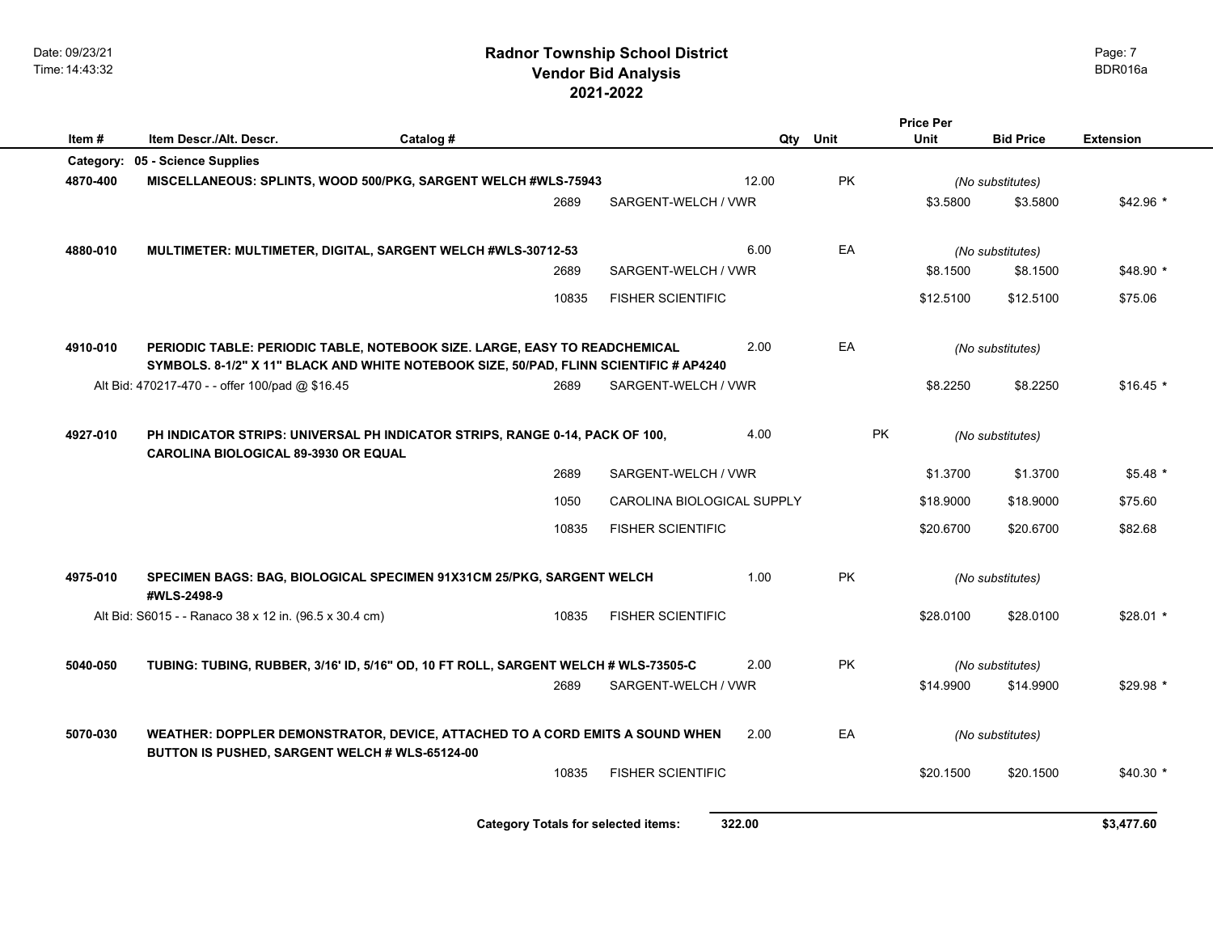# Radnor Township School District
## Vendor Bid Analysis
## 2021-2022

| Item # | Item Descr./Alt. Descr. | Catalog # | | Qty | Unit | Price Per Unit | Bid Price | Extension |
|---|---|---|---|---|---|---|---|---|
| **Category: 05 - Science Supplies** | | | | | | | | |
| **4870-400** | **MISCELLANEOUS: SPLINTS, WOOD 500/PKG, SARGENT WELCH #WLS-75943** | | | 12.00 | PK | *(No substitutes)* | | |
| | | 2689 | SARGENT-WELCH / VWR | | | $3.5800 | $3.5800 | $42.96 * |
| **4880-010** | **MULTIMETER: MULTIMETER, DIGITAL, SARGENT WELCH #WLS-30712-53** | | | 6.00 | EA | *(No substitutes)* | | |
| | | 2689 | SARGENT-WELCH / VWR | | | $8.1500 | $8.1500 | $48.90 * |
| | | 10835 | FISHER SCIENTIFIC | | | $12.5100 | $12.5100 | $75.06 |
| **4910-010** | **PERIODIC TABLE: PERIODIC TABLE, NOTEBOOK SIZE. LARGE, EASY TO READCHEMICAL SYMBOLS. 8-1/2" X 11" BLACK AND WHITE NOTEBOOK SIZE, 50/PAD, FLINN SCIENTIFIC # AP4240** | | | 2.00 | EA | *(No substitutes)* | | |
| | Alt Bid: 470217-470 - - offer 100/pad @ $16.45 | 2689 | SARGENT-WELCH / VWR | | | $8.2250 | $8.2250 | $16.45 * |
| **4927-010** | **PH INDICATOR STRIPS: UNIVERSAL PH INDICATOR STRIPS, RANGE 0-14, PACK OF 100, CAROLINA BIOLOGICAL 89-3930 OR EQUAL** | | | 4.00 | PK | *(No substitutes)* | | |
| | | 2689 | SARGENT-WELCH / VWR | | | $1.3700 | $1.3700 | $5.48 * |
| | | 1050 | CAROLINA BIOLOGICAL SUPPLY | | | $18.9000 | $18.9000 | $75.60 |
| | | 10835 | FISHER SCIENTIFIC | | | $20.6700 | $20.6700 | $82.68 |
| **4975-010** | **SPECIMEN BAGS: BAG, BIOLOGICAL SPECIMEN 91X31CM 25/PKG, SARGENT WELCH #WLS-2498-9** | | | 1.00 | PK | *(No substitutes)* | | |
| | Alt Bid: S6015 - - Ranaco 38 x 12 in. (96.5 x 30.4 cm) | 10835 | FISHER SCIENTIFIC | | | $28.0100 | $28.0100 | $28.01 * |
| **5040-050** | **TUBING: TUBING, RUBBER, 3/16' ID, 5/16" OD, 10 FT ROLL, SARGENT WELCH # WLS-73505-C** | | | 2.00 | PK | *(No substitutes)* | | |
| | | 2689 | SARGENT-WELCH / VWR | | | $14.9900 | $14.9900 | $29.98 * |
| **5070-030** | **WEATHER: DOPPLER DEMONSTRATOR, DEVICE, ATTACHED TO A CORD EMITS A SOUND WHEN BUTTON IS PUSHED, SARGENT WELCH # WLS-65124-00** | | | 2.00 | EA | *(No substitutes)* | | |
| | | 10835 | FISHER SCIENTIFIC | | | $20.1500 | $20.1500 | $40.30 * |
| | | | **Category Totals for selected items:** | **322.00** | | | | **$3,477.60** |